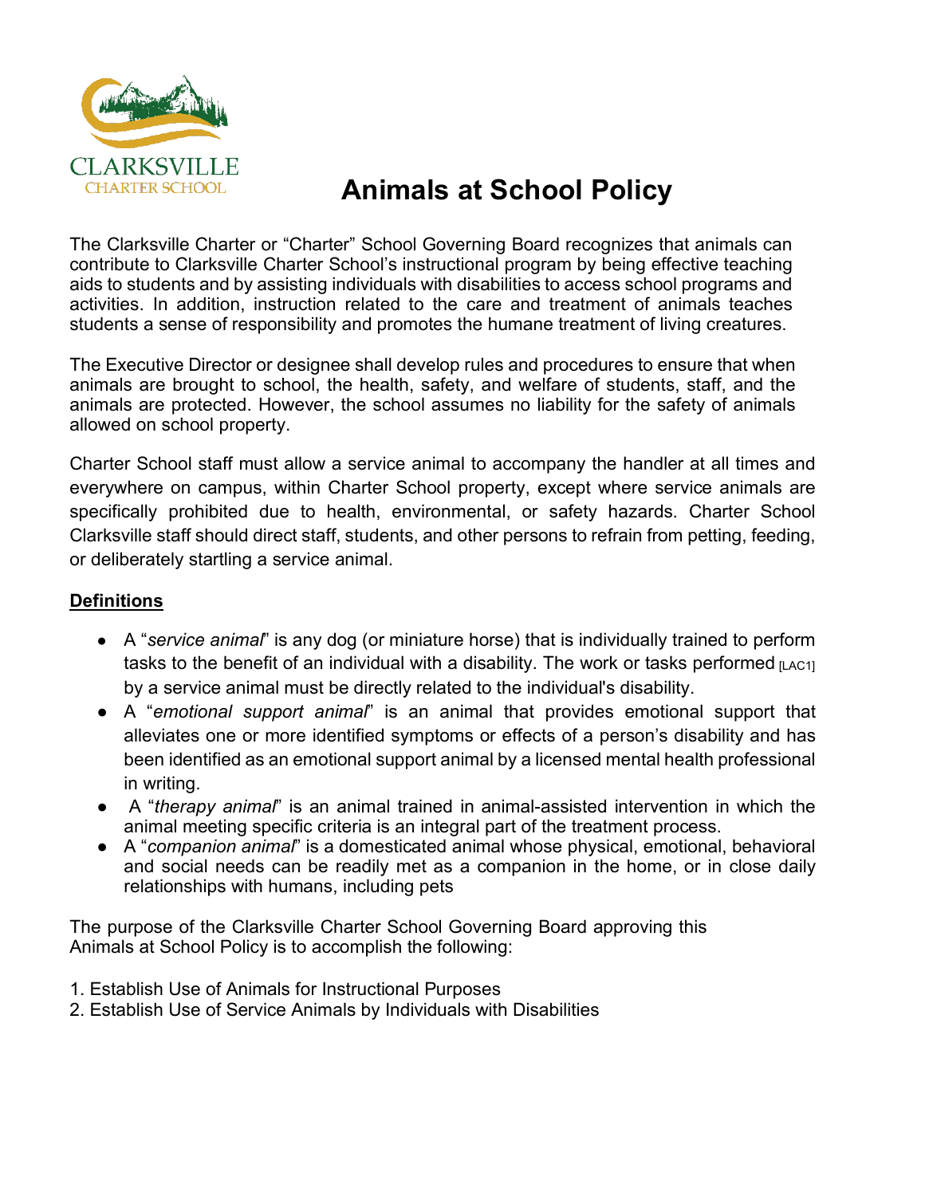CLARKSVILLE
CHARTER SCHOOL

# Animals at School Policy

The Clarksville Charter or "Charter" School Governing Board recognizes that animals can contribute to Clarksville Charter School's instructional program by being effective teaching aids to students and by assisting individuals with disabilities to access school programs and activities. In addition, instruction related to the care and treatment of animals teaches students a sense of responsibility and promotes the humane treatment of living creatures.

The Executive Director or designee shall develop rules and procedures to ensure that when animals are brought to school, the health, safety, and welfare of students, staff, and the animals are protected. However, the school assumes no liability for the safety of animals allowed on school property.

Charter School staff must allow a service animal to accompany the handler at all times and everywhere on campus, within Charter School property, except where service animals are specifically prohibited due to health, environmental, or safety hazards. Charter School Clarksville staff should direct staff, students, and other persons to refrain from petting, feeding, or deliberately startling a service animal.

## Definitions

- A "*service animal*" is any dog (or miniature horse) that is individually trained to perform tasks to the benefit of an individual with a disability. The work or tasks performed [LAC1] by a service animal must be directly related to the individual's disability.
- A "*emotional support animal*" is an animal that provides emotional support that alleviates one or more identified symptoms or effects of a person's disability and has been identified as an emotional support animal by a licensed mental health professional in writing.
- A "*therapy animal*" is an animal trained in animal-assisted intervention in which the animal meeting specific criteria is an integral part of the treatment process.
- A "*companion animal*" is a domesticated animal whose physical, emotional, behavioral and social needs can be readily met as a companion in the home, or in close daily relationships with humans, including pets

The purpose of the Clarksville Charter School Governing Board approving this Animals at School Policy is to accomplish the following:

1. Establish Use of Animals for Instructional Purposes
2. Establish Use of Service Animals by Individuals with Disabilities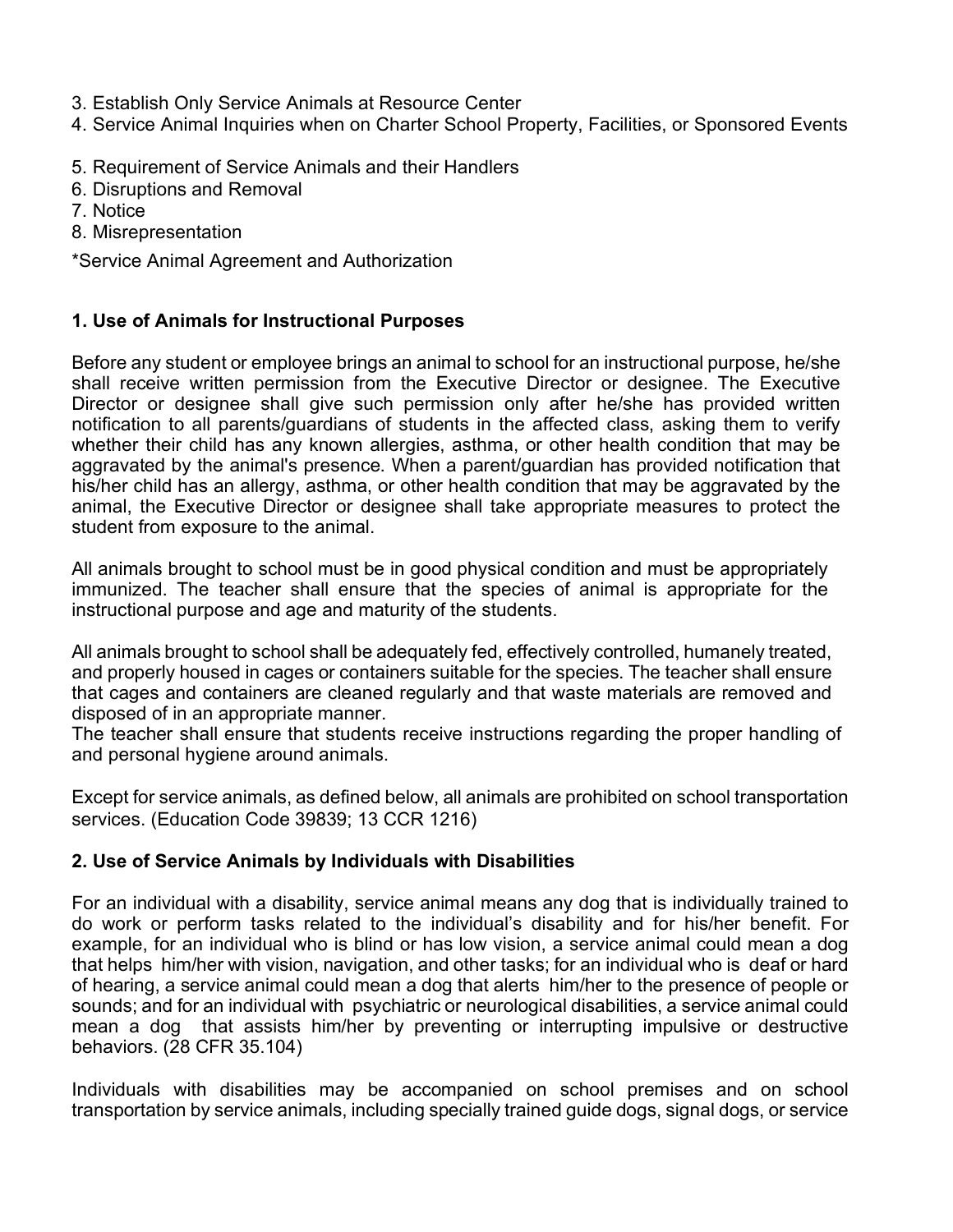3. Establish Only Service Animals at Resource Center
4. Service Animal Inquiries when on Charter School Property, Facilities, or Sponsored Events
5. Requirement of Service Animals and their Handlers
6. Disruptions and Removal
7. Notice
8. Misrepresentation

*Service Animal Agreement and Authorization

### 1. Use of Animals for Instructional Purposes

Before any student or employee brings an animal to school for an instructional purpose, he/she shall receive written permission from the Executive Director or designee. The Executive Director or designee shall give such permission only after he/she has provided written notification to all parents/guardians of students in the affected class, asking them to verify whether their child has any known allergies, asthma, or other health condition that may be aggravated by the animal's presence. When a parent/guardian has provided notification that his/her child has an allergy, asthma, or other health condition that may be aggravated by the animal, the Executive Director or designee shall take appropriate measures to protect the student from exposure to the animal.

All animals brought to school must be in good physical condition and must be appropriately immunized. The teacher shall ensure that the species of animal is appropriate for the instructional purpose and age and maturity of the students.

All animals brought to school shall be adequately fed, effectively controlled, humanely treated, and properly housed in cages or containers suitable for the species. The teacher shall ensure that cages and containers are cleaned regularly and that waste materials are removed and disposed of in an appropriate manner.
The teacher shall ensure that students receive instructions regarding the proper handling of and personal hygiene around animals.

Except for service animals, as defined below, all animals are prohibited on school transportation services. (Education Code 39839; 13 CCR 1216)

### 2. Use of Service Animals by Individuals with Disabilities

For an individual with a disability, service animal means any dog that is individually trained to do work or perform tasks related to the individual's disability and for his/her benefit. For example, for an individual who is blind or has low vision, a service animal could mean a dog that helps him/her with vision, navigation, and other tasks; for an individual who is deaf or hard of hearing, a service animal could mean a dog that alerts him/her to the presence of people or sounds; and for an individual with psychiatric or neurological disabilities, a service animal could mean a dog that assists him/her by preventing or interrupting impulsive or destructive behaviors. (28 CFR 35.104)

Individuals with disabilities may be accompanied on school premises and on school transportation by service animals, including specially trained guide dogs, signal dogs, or service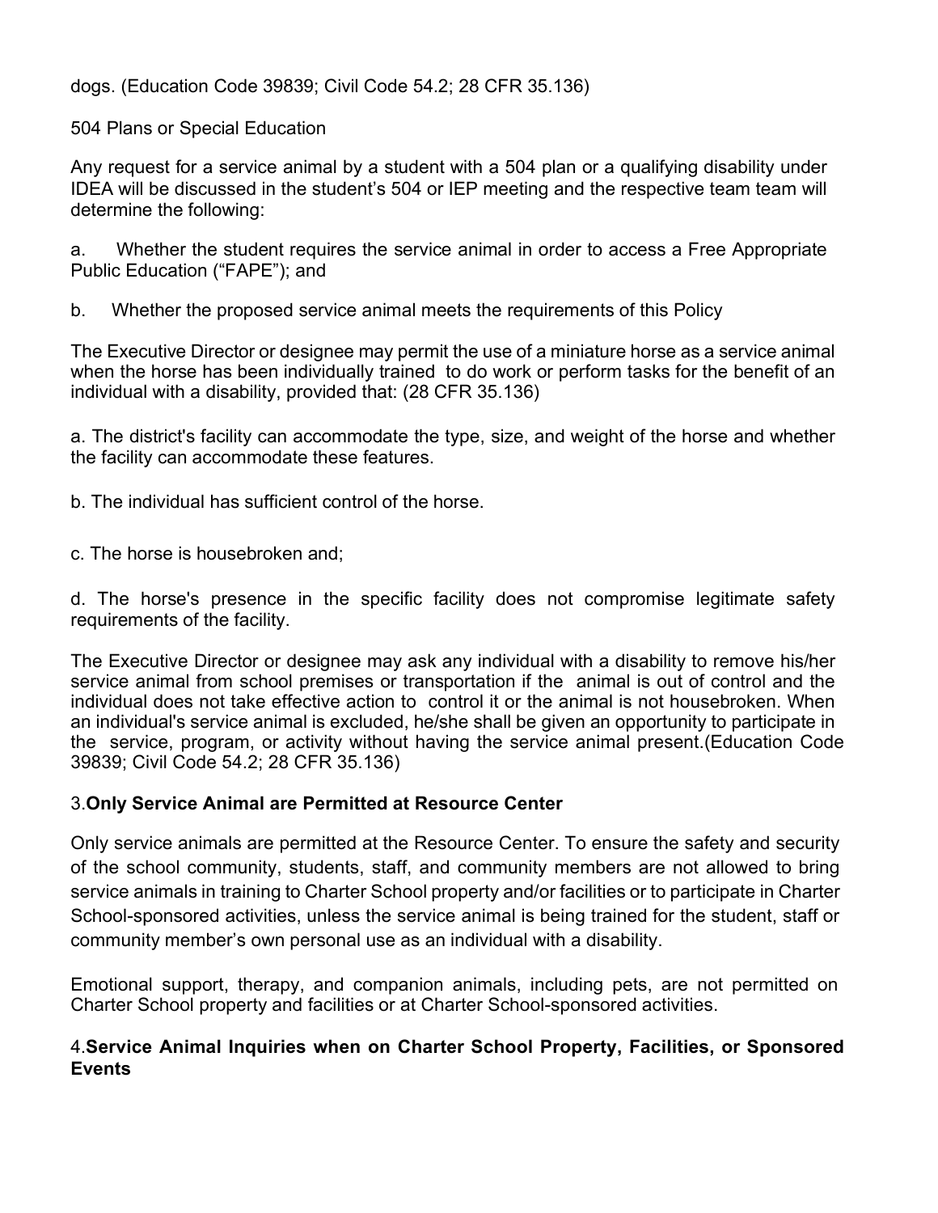dogs. (Education Code 39839; Civil Code 54.2; 28 CFR 35.136)

504 Plans or Special Education

Any request for a service animal by a student with a 504 plan or a qualifying disability under IDEA will be discussed in the student's 504 or IEP meeting and the respective team team will determine the following:

a. Whether the student requires the service animal in order to access a Free Appropriate Public Education ("FAPE"); and

b. Whether the proposed service animal meets the requirements of this Policy

The Executive Director or designee may permit the use of a miniature horse as a service animal when the horse has been individually trained to do work or perform tasks for the benefit of an individual with a disability, provided that: (28 CFR 35.136)

a. The district's facility can accommodate the type, size, and weight of the horse and whether the facility can accommodate these features.

b. The individual has sufficient control of the horse.

c. The horse is housebroken and;

d. The horse's presence in the specific facility does not compromise legitimate safety requirements of the facility.

The Executive Director or designee may ask any individual with a disability to remove his/her service animal from school premises or transportation if the animal is out of control and the individual does not take effective action to control it or the animal is not housebroken. When an individual's service animal is excluded, he/she shall be given an opportunity to participate in the service, program, or activity without having the service animal present.(Education Code 39839; Civil Code 54.2; 28 CFR 35.136)

### 3. **Only Service Animal are Permitted at Resource Center**

Only service animals are permitted at the Resource Center. To ensure the safety and security of the school community, students, staff, and community members are not allowed to bring service animals in training to Charter School property and/or facilities or to participate in Charter School-sponsored activities, unless the service animal is being trained for the student, staff or community member's own personal use as an individual with a disability.

Emotional support, therapy, and companion animals, including pets, are not permitted on Charter School property and facilities or at Charter School-sponsored activities.

### 4. **Service Animal Inquiries when on Charter School Property, Facilities, or Sponsored Events**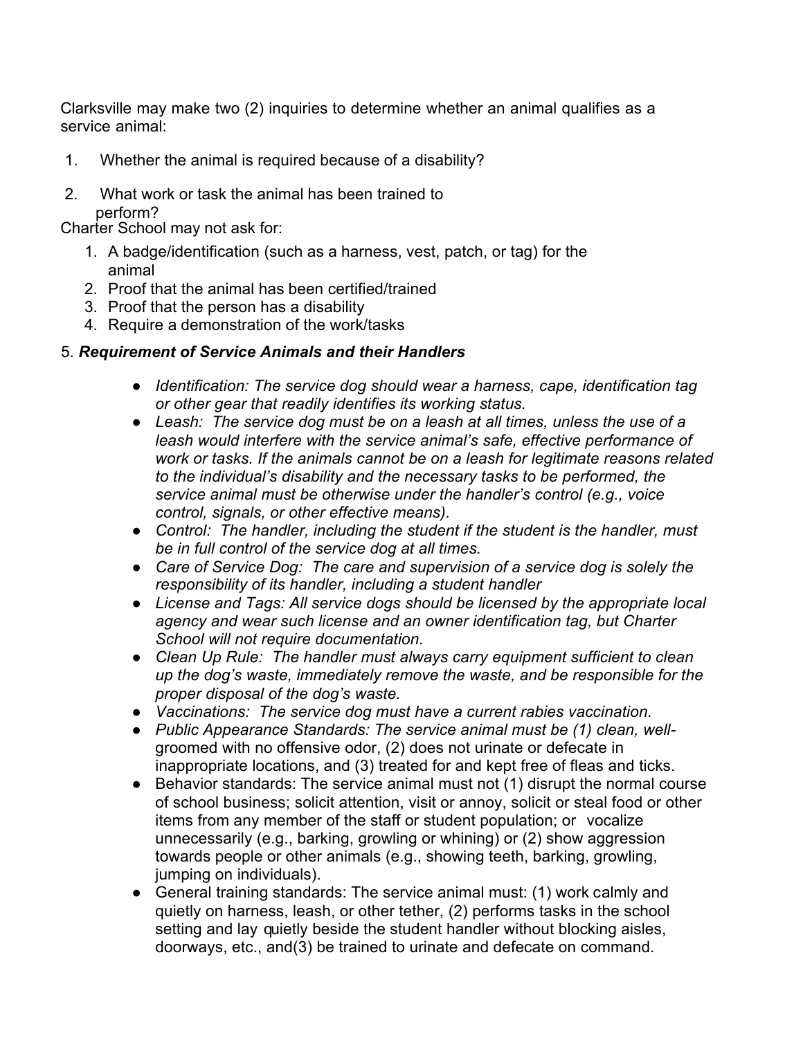Clarksville may make two (2) inquiries to determine whether an animal qualifies as a service animal:

1. Whether the animal is required because of a disability?
2. What work or task the animal has been trained to perform?

Charter School may not ask for:

1. A badge/identification (such as a harness, vest, patch, or tag) for the animal
2. Proof that the animal has been certified/trained
3. Proof that the person has a disability
4. Require a demonstration of the work/tasks

5. ***Requirement of Service Animals and their Handlers***

- *Identification: The service dog should wear a harness, cape, identification tag or other gear that readily identifies its working status.*
- *Leash: The service dog must be on a leash at all times, unless the use of a leash would interfere with the service animal's safe, effective performance of work or tasks. If the animals cannot be on a leash for legitimate reasons related to the individual's disability and the necessary tasks to be performed, the service animal must be otherwise under the handler's control (e.g., voice control, signals, or other effective means).*
- *Control: The handler, including the student if the student is the handler, must be in full control of the service dog at all times.*
- *Care of Service Dog: The care and supervision of a service dog is solely the responsibility of its handler, including a student handler*
- *License and Tags: All service dogs should be licensed by the appropriate local agency and wear such license and an owner identification tag, but Charter School will not require documentation.*
- *Clean Up Rule: The handler must always carry equipment sufficient to clean up the dog's waste, immediately remove the waste, and be responsible for the proper disposal of the dog's waste.*
- *Vaccinations: The service dog must have a current rabies vaccination.*
- *Public Appearance Standards: The service animal must be (1) clean, well-*groomed with no offensive odor, (2) does not urinate or defecate in inappropriate locations, and (3) treated for and kept free of fleas and ticks.
- Behavior standards: The service animal must not (1) disrupt the normal course of school business; solicit attention, visit or annoy, solicit or steal food or other items from any member of the staff or student population; or vocalize unnecessarily (e.g., barking, growling or whining) or (2) show aggression towards people or other animals (e.g., showing teeth, barking, growling, jumping on individuals).
- General training standards: The service animal must: (1) work calmly and quietly on harness, leash, or other tether, (2) performs tasks in the school setting and lay quietly beside the student handler without blocking aisles, doorways, etc., and(3) be trained to urinate and defecate on command.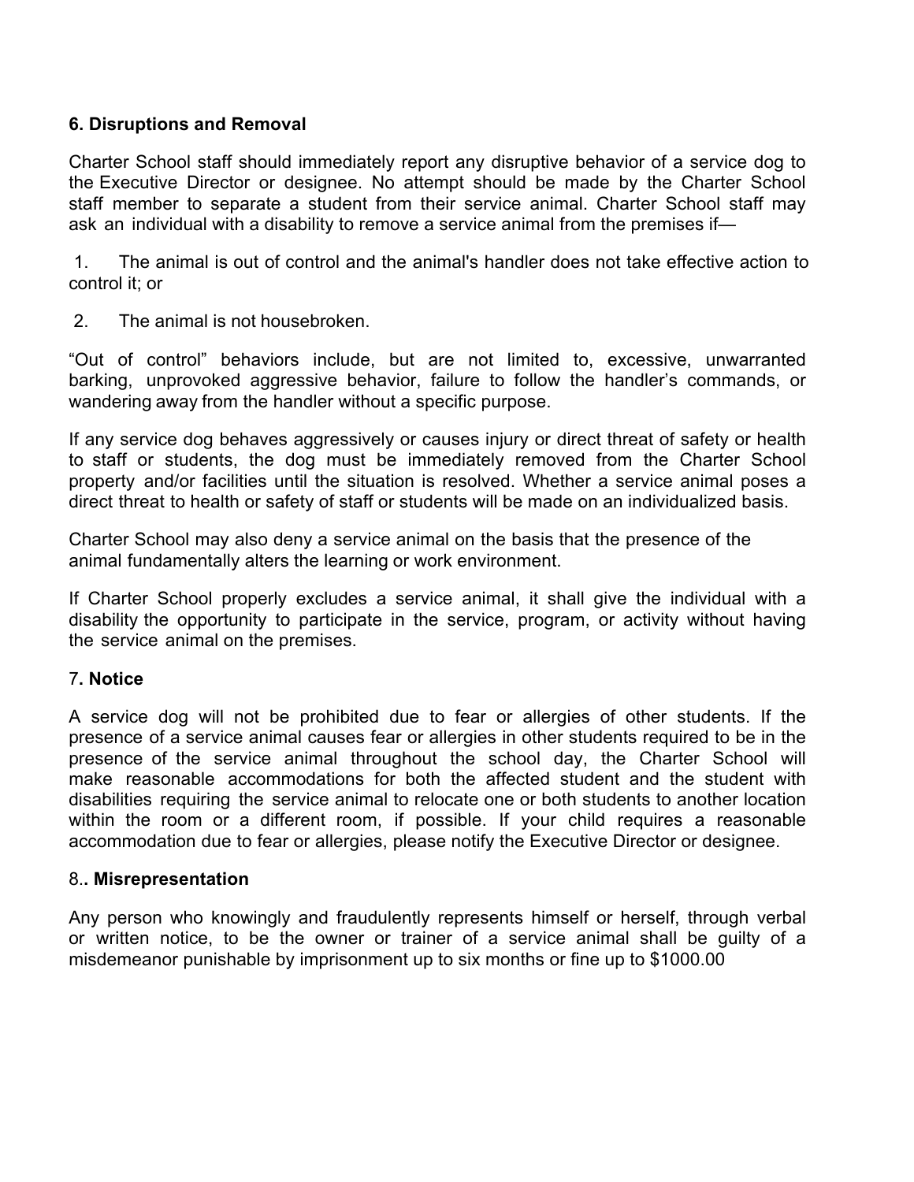**6. Disruptions and Removal**

Charter School staff should immediately report any disruptive behavior of a service dog to the Executive Director or designee. No attempt should be made by the Charter School staff member to separate a student from their service animal. Charter School staff may ask an individual with a disability to remove a service animal from the premises if—

1. The animal is out of control and the animal's handler does not take effective action to control it; or

2. The animal is not housebroken.

"Out of control" behaviors include, but are not limited to, excessive, unwarranted barking, unprovoked aggressive behavior, failure to follow the handler's commands, or wandering away from the handler without a specific purpose.

If any service dog behaves aggressively or causes injury or direct threat of safety or health to staff or students, the dog must be immediately removed from the Charter School property and/or facilities until the situation is resolved. Whether a service animal poses a direct threat to health or safety of staff or students will be made on an individualized basis.

Charter School may also deny a service animal on the basis that the presence of the animal fundamentally alters the learning or work environment.

If Charter School properly excludes a service animal, it shall give the individual with a disability the opportunity to participate in the service, program, or activity without having the service animal on the premises.

7**. Notice**

A service dog will not be prohibited due to fear or allergies of other students. If the presence of a service animal causes fear or allergies in other students required to be in the presence of the service animal throughout the school day, the Charter School will make reasonable accommodations for both the affected student and the student with disabilities requiring the service animal to relocate one or both students to another location within the room or a different room, if possible. If your child requires a reasonable accommodation due to fear or allergies, please notify the Executive Director or designee.

8.**. Misrepresentation**

Any person who knowingly and fraudulently represents himself or herself, through verbal or written notice, to be the owner or trainer of a service animal shall be guilty of a misdemeanor punishable by imprisonment up to six months or fine up to $1000.00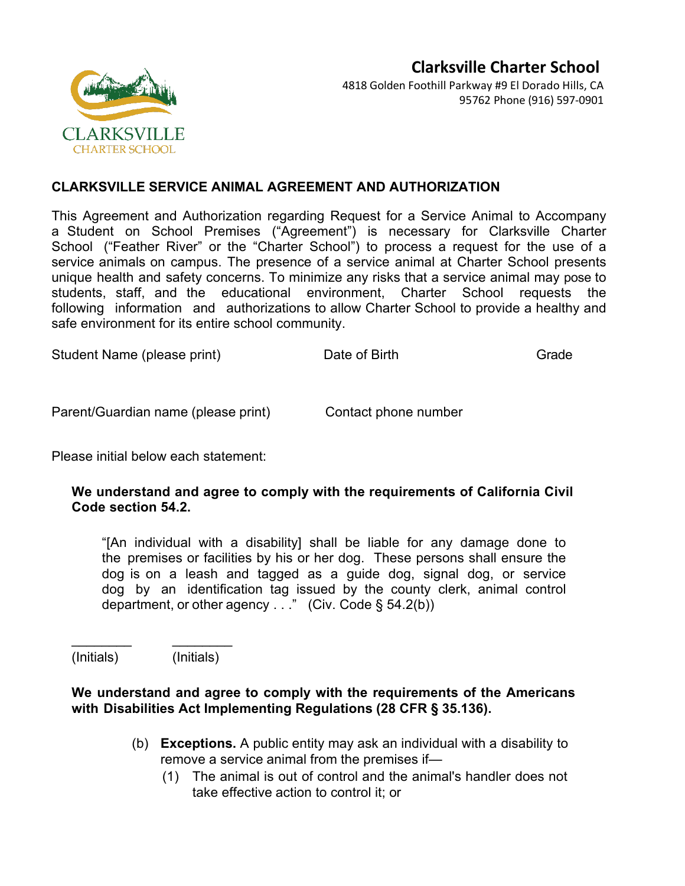**Clarksville Charter School**

4818 Golden Foothill Parkway #9 El Dorado Hills, CA 95762 Phone (916) 597-0901

CLARKSVILLE CHARTER SCHOOL

## CLARKSVILLE SERVICE ANIMAL AGREEMENT AND AUTHORIZATION

This Agreement and Authorization regarding Request for a Service Animal to Accompany a Student on School Premises ("Agreement") is necessary for Clarksville Charter School ("Feather River" or the "Charter School") to process a request for the use of a service animals on campus. The presence of a service animal at Charter School presents unique health and safety concerns. To minimize any risks that a service animal may pose to students, staff, and the educational environment, Charter School requests the following information and authorizations to allow Charter School to provide a healthy and safe environment for its entire school community.

| Student Name (please print) | Date of Birth | Grade |
|---|---|---|
| | | |

| Parent/Guardian name (please print) | Contact phone number |
|---|---|
| | |

Please initial below each statement:

**We understand and agree to comply with the requirements of California Civil Code section 54.2.**

> "[An individual with a disability] shall be liable for any damage done to the premises or facilities by his or her dog. These persons shall ensure the dog is on a leash and tagged as a guide dog, signal dog, or service dog by an identification tag issued by the county clerk, animal control department, or other agency . . ." (Civ. Code § 54.2(b))

________ ________
(Initials) (Initials)

**We understand and agree to comply with the requirements of the Americans with Disabilities Act Implementing Regulations (28 CFR § 35.136).**

(b) **Exceptions.** A public entity may ask an individual with a disability to remove a service animal from the premises if—

(1) The animal is out of control and the animal's handler does not take effective action to control it; or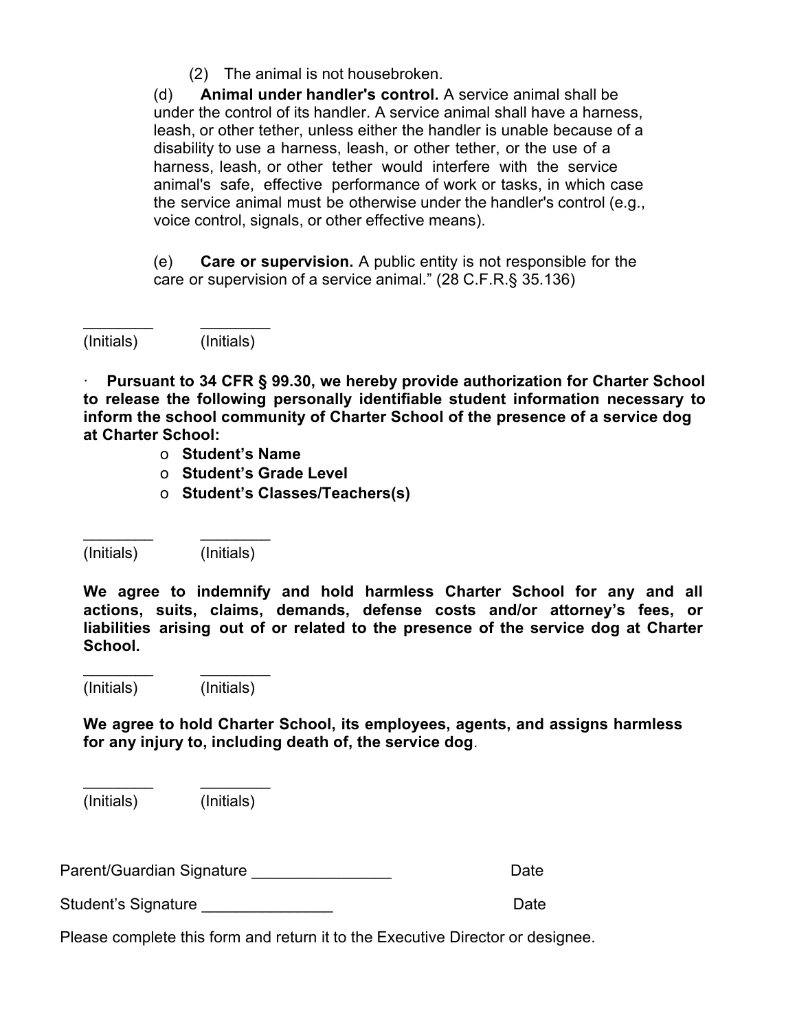(2) The animal is not housebroken.

(d) **Animal under handler's control.** A service animal shall be under the control of its handler. A service animal shall have a harness, leash, or other tether, unless either the handler is unable because of a disability to use a harness, leash, or other tether, or the use of a harness, leash, or other tether would interfere with the service animal's safe, effective performance of work or tasks, in which case the service animal must be otherwise under the handler's control (e.g., voice control, signals, or other effective means).

(e) **Care or supervision.** A public entity is not responsible for the care or supervision of a service animal." (28 C.F.R.§ 35.136)

________ ________
(Initials) (Initials)

· **Pursuant to 34 CFR § 99.30, we hereby provide authorization for Charter School to release the following personally identifiable student information necessary to inform the school community of Charter School of the presence of a service dog at Charter School:**

- **Student's Name**
- **Student's Grade Level**
- **Student's Classes/Teachers(s)**

________ ________
(Initials) (Initials)

**We agree to indemnify and hold harmless Charter School for any and all actions, suits, claims, demands, defense costs and/or attorney's fees, or liabilities arising out of or related to the presence of the service dog at Charter School.**

________ ________
(Initials) (Initials)

**We agree to hold Charter School, its employees, agents, and assigns harmless for any injury to, including death of, the service dog**.

________ ________
(Initials) (Initials)

Parent/Guardian Signature ________________ Date

Student's Signature _______________ Date

Please complete this form and return it to the Executive Director or designee.